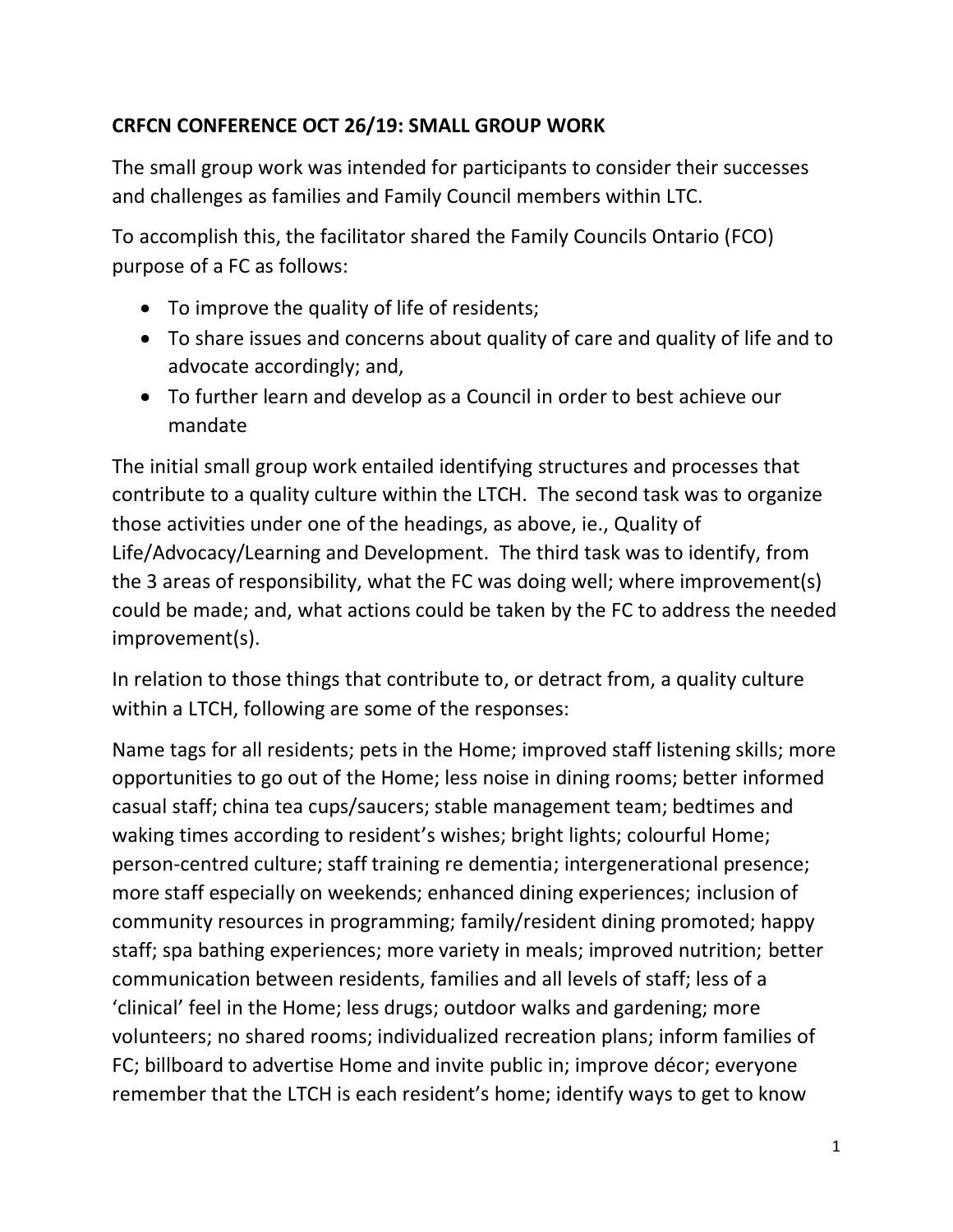## CRFCN CONFERENCE OCT 26/19: SMALL GROUP WORK

The small group work was intended for participants to consider their successes and challenges as families and Family Council members within LTC.

To accomplish this, the facilitator shared the Family Councils Ontario (FCO) purpose of a FC as follows:

- To improve the quality of life of residents;
- To share issues and concerns about quality of care and quality of life and to advocate accordingly; and,
- To further learn and develop as a Council in order to best achieve our mandate

The initial small group work entailed identifying structures and processes that contribute to a quality culture within the LTCH. The second task was to organize those activities under one of the headings, as above, ie., Quality of Life/Advocacy/Learning and Development. The third task was to identify, from the 3 areas of responsibility, what the FC was doing well; where improvement(s) could be made; and, what actions could be taken by the FC to address the needed improvement(s).

In relation to those things that contribute to, or detract from, a quality culture within a LTCH, following are some of the responses:

Name tags for all residents; pets in the Home; improved staff listening skills; more opportunities to go out of the Home; less noise in dining rooms; better informed casual staff; china tea cups/saucers; stable management team; bedtimes and waking times according to resident's wishes; bright lights; colourful Home; person-centred culture; staff training re dementia; intergenerational presence; more staff especially on weekends; enhanced dining experiences; inclusion of community resources in programming; family/resident dining promoted; happy staff; spa bathing experiences; more variety in meals; improved nutrition; better communication between residents, families and all levels of staff; less of a 'clinical' feel in the Home; less drugs; outdoor walks and gardening; more volunteers; no shared rooms; individualized recreation plans; inform families of FC; billboard to advertise Home and invite public in; improve décor; everyone remember that the LTCH is each resident's home; identify ways to get to know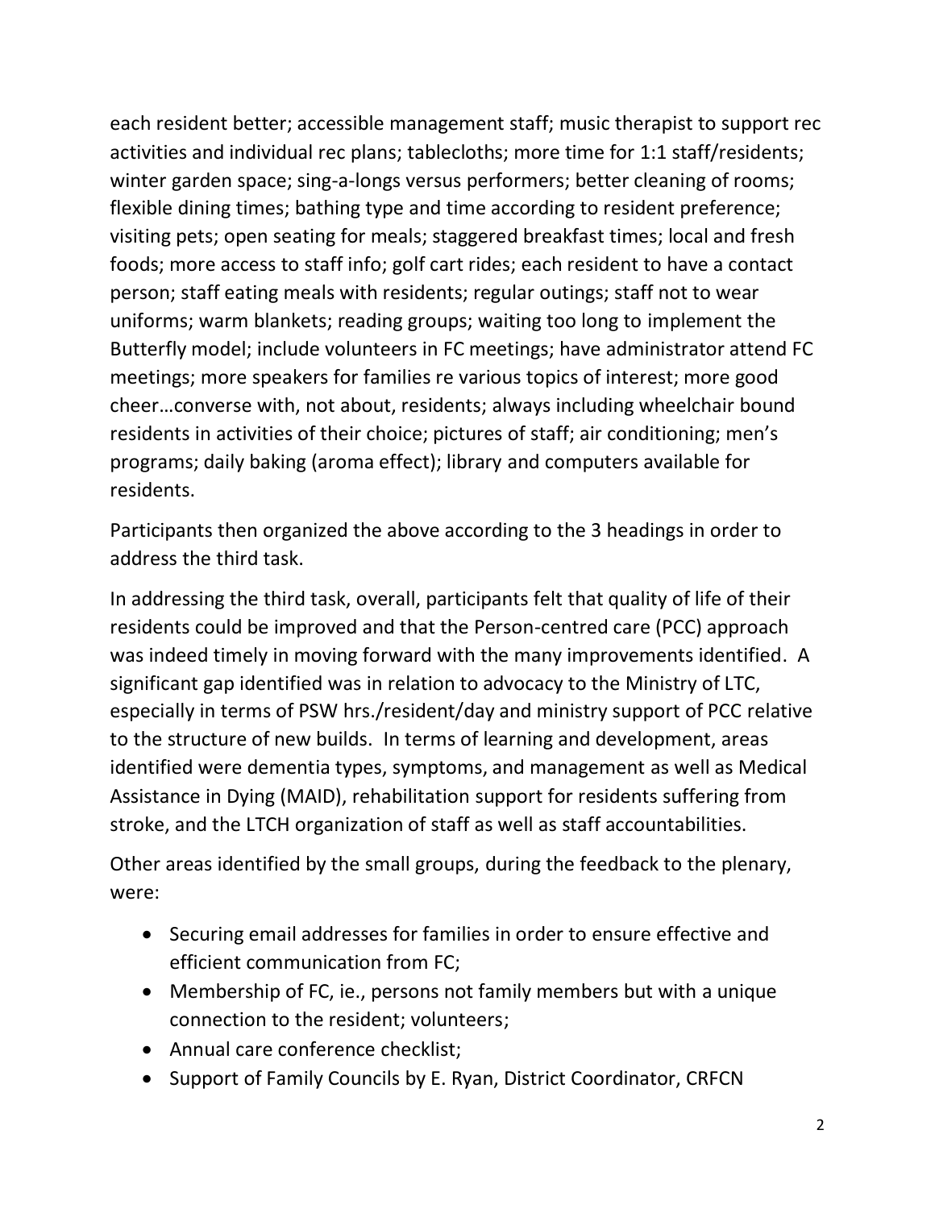each resident better; accessible management staff; music therapist to support rec activities and individual rec plans; tablecloths; more time for 1:1 staff/residents; winter garden space; sing-a-longs versus performers; better cleaning of rooms; flexible dining times; bathing type and time according to resident preference; visiting pets; open seating for meals; staggered breakfast times; local and fresh foods; more access to staff info; golf cart rides; each resident to have a contact person; staff eating meals with residents; regular outings; staff not to wear uniforms; warm blankets; reading groups; waiting too long to implement the Butterfly model; include volunteers in FC meetings; have administrator attend FC meetings; more speakers for families re various topics of interest; more good cheer…converse with, not about, residents; always including wheelchair bound residents in activities of their choice; pictures of staff; air conditioning; men's programs; daily baking (aroma effect); library and computers available for residents.

Participants then organized the above according to the 3 headings in order to address the third task.

In addressing the third task, overall, participants felt that quality of life of their residents could be improved and that the Person-centred care (PCC) approach was indeed timely in moving forward with the many improvements identified. A significant gap identified was in relation to advocacy to the Ministry of LTC, especially in terms of PSW hrs./resident/day and ministry support of PCC relative to the structure of new builds. In terms of learning and development, areas identified were dementia types, symptoms, and management as well as Medical Assistance in Dying (MAID), rehabilitation support for residents suffering from stroke, and the LTCH organization of staff as well as staff accountabilities.

Other areas identified by the small groups, during the feedback to the plenary, were:

- Securing email addresses for families in order to ensure effective and efficient communication from FC;
- Membership of FC, ie., persons not family members but with a unique connection to the resident; volunteers;
- Annual care conference checklist;
- Support of Family Councils by E. Ryan, District Coordinator, CRFCN